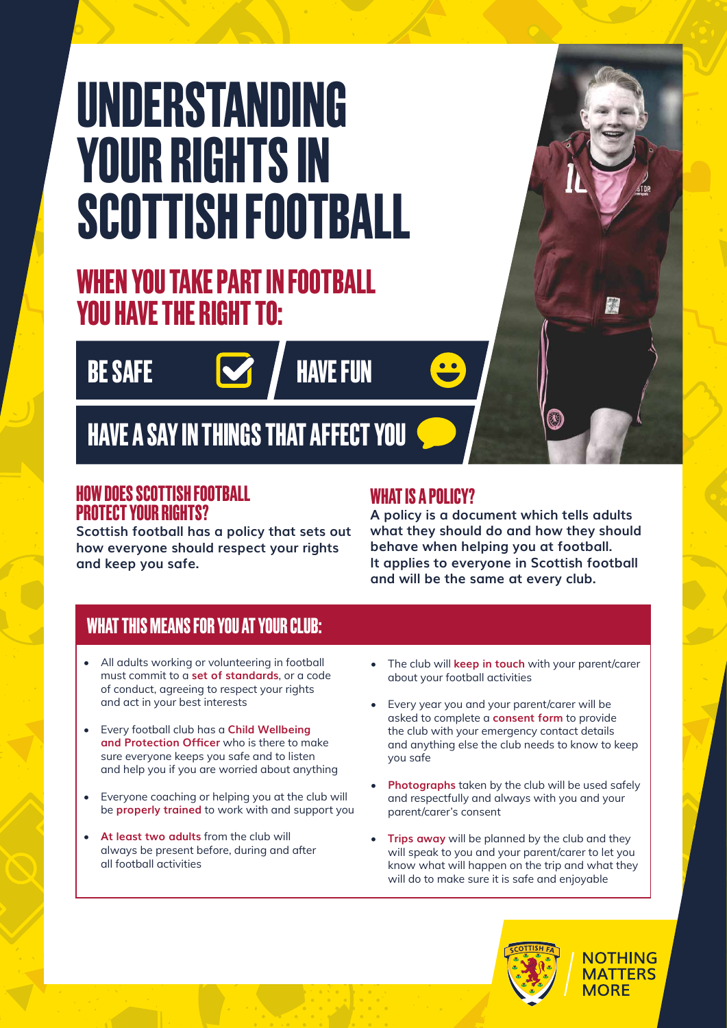# UNDERSTANDING YOUR RIGHTS IN SCOTTISH FOOTBALL

## WHEN YOU TAKE PART IN FOOTBALL YOU HAVE THE RIGHT TO:

- BE SAFE
- HAVE FUN
- HAVE A SAY IN THINGS THAT AFFECT YOU

### HOW DOES SCOTTISH FOOTBALL PROTECT YOUR RIGHTS?

**Scottish football has a policy that sets out how everyone should respect your rights and keep you safe.**

### WHAT IS A POLICY?

**A policy is a document which tells adults what they should do and how they should behave when helping you at football. It applies to everyone in Scottish football and will be the same at every club.**

## WHAT THIS MEANS FOR YOU AT YOUR CLUB:

- All adults working or volunteering in football must commit to a **set of standards**, or a code of conduct, agreeing to respect your rights and act in your best interests
- Every football club has a **Child Wellbeing and Protection Officer** who is there to make sure everyone keeps you safe and to listen and help you if you are worried about anything
- Everyone coaching or helping you at the club will be **properly trained** to work with and support you
- **At least two adults** from the club will always be present before, during and after all football activities
- The club will **keep in touch** with your parent/carer about your football activities
- Every year you and your parent/carer will be asked to complete a **consent form** to provide the club with your emergency contact details and anything else the club needs to know to keep you safe
- **Photographs** taken by the club will be used safely and respectfully and always with you and your parent/carer's consent
- **Trips away** will be planned by the club and they will speak to you and your parent/carer to let you know what will happen on the trip and what they will do to make sure it is safe and enjoyable

SCOTTISH FA — NOTHING MATTERS MORE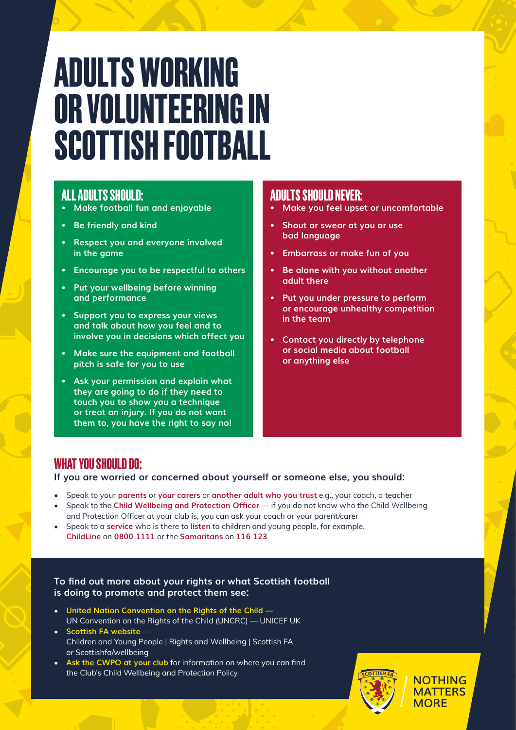# ADULTS WORKING OR VOLUNTEERING IN SCOTTISH FOOTBALL

## ALL ADULTS SHOULD:

- **Make football fun and enjoyable**
- **Be friendly and kind**
- **Respect you and everyone involved in the game**
- **Encourage you to be respectful to others**
- **Put your wellbeing before winning and performance**
- **Support you to express your views and talk about how you feel and to involve you in decisions which affect you**
- **Make sure the equipment and football pitch is safe for you to use**
- **Ask your permission and explain what they are going to do if they need to touch you to show you a technique or treat an injury. If you do not want them to, you have the right to say no!**

## ADULTS SHOULD NEVER:

- **Make you feel upset or uncomfortable**
- **Shout or swear at you or use bad language**
- **Embarrass or make fun of you**
- **Be alone with you without another adult there**
- **Put you under pressure to perform or encourage unhealthy competition in the team**
- **Contact you directly by telephone or social media about football or anything else**

## WHAT YOU SHOULD DO:

**If you are worried or concerned about yourself or someone else, you should:**

- Speak to your **parents** or **your carers** or **another adult who you trust** e.g., your coach, a teacher
- Speak to the **Child Wellbeing and Protection Officer** — if you do not know who the Child Wellbeing and Protection Officer at your club is, you can ask your coach or your parent/carer
- Speak to a **service** who is there to **listen** to children and young people, for example, **ChildLine** on **0800 1111** or the **Samaritans** on **116 123**

**To find out more about your rights or what Scottish football is doing to promote and protect them see:**

- **United Nation Convention on the Rights of the Child —** UN Convention on the Rights of the Child (UNCRC) — UNICEF UK
- **Scottish FA website —** Children and Young People | Rights and Wellbeing | Scottish FA or Scottishfa/wellbeing
- **Ask the CWPO at your club** for information on where you can find the Club's Child Wellbeing and Protection Policy

SCOTTISH FA

NOTHING MATTERS MORE